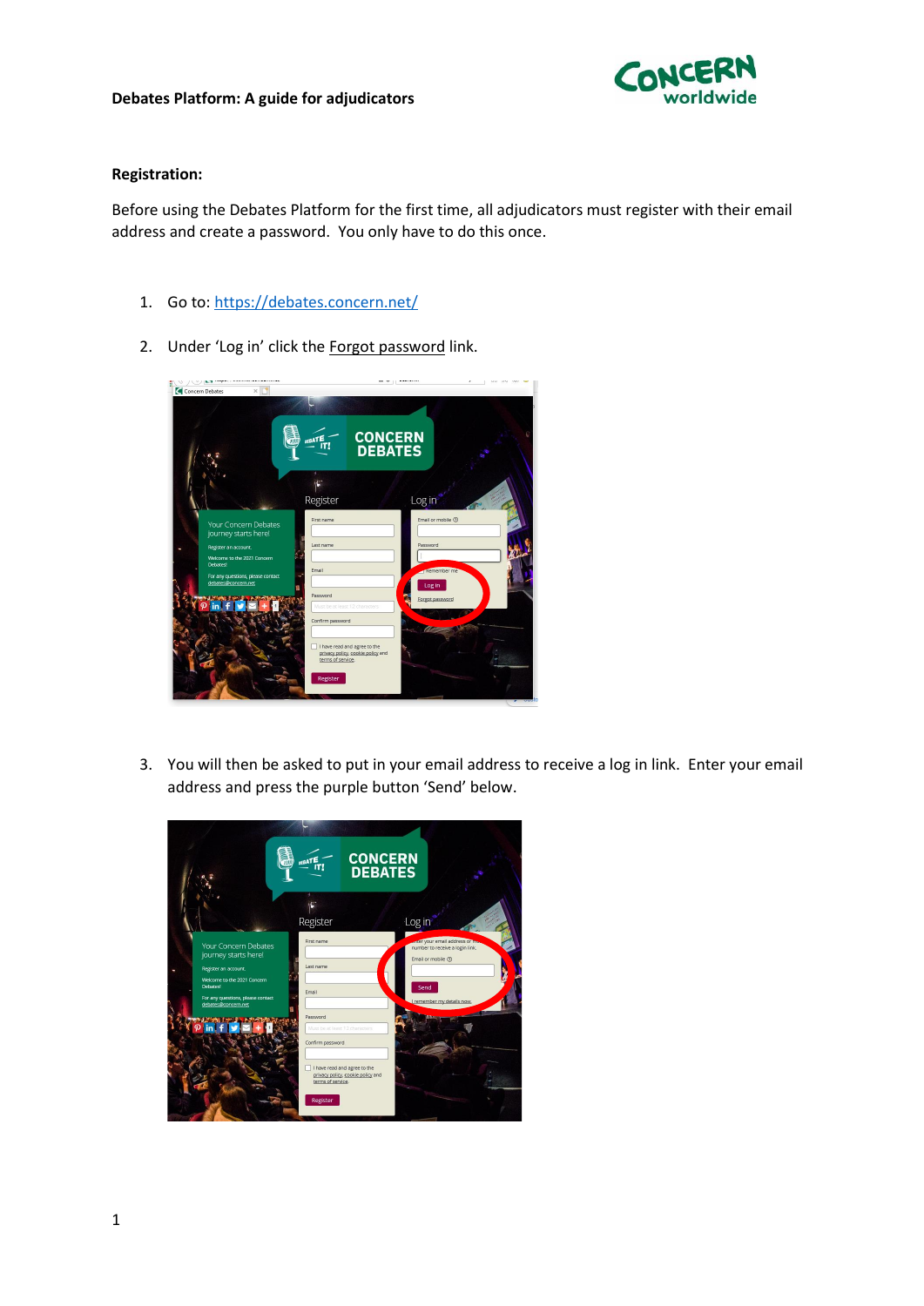# Debates Platform: A guide for adjudicators

## Registration:

Before using the Debates Platform for the first time, all adjudicators must register with their email address and create a password. You only have to do this once.

1. Go to: https://debates.concern.net/
2. Under 'Log in' click the Forgot password link.
3. You will then be asked to put in your email address to receive a log in link. Enter your email address and press the purple button 'Send' below.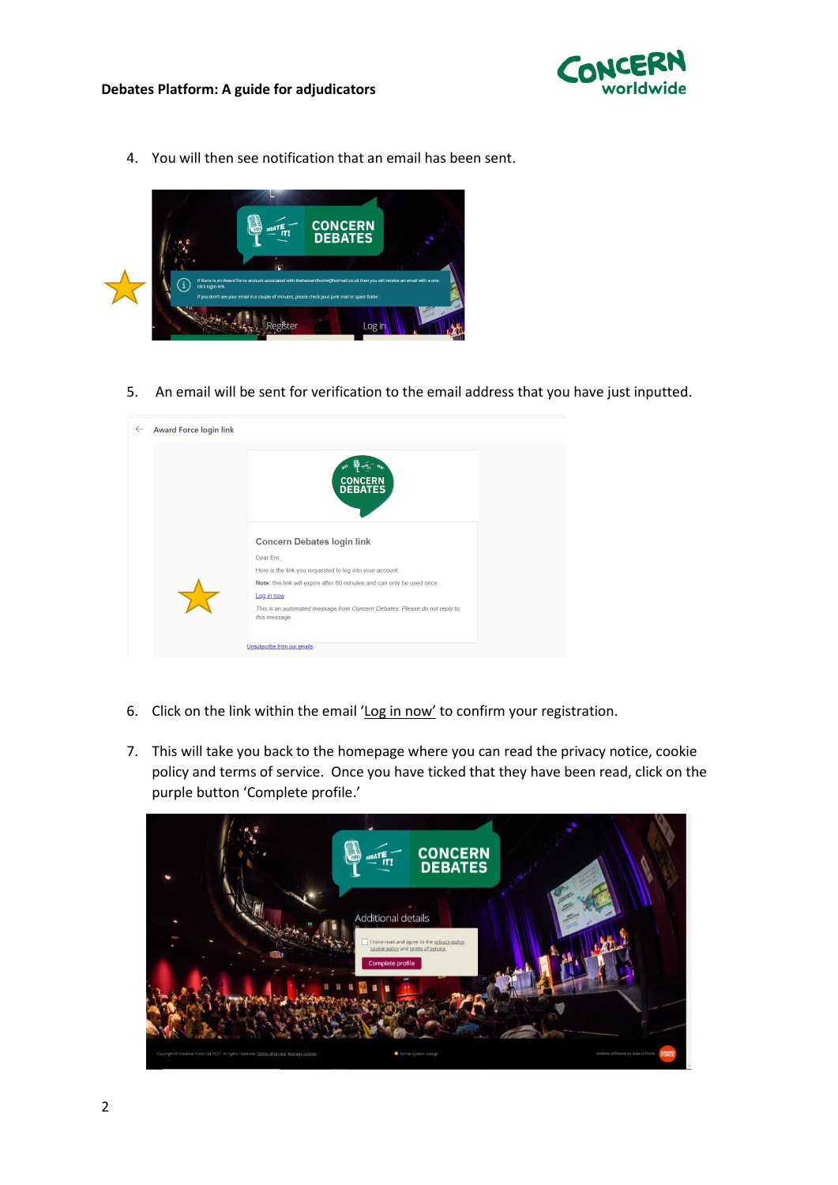4. You will then see notification that an email has been sent.

5. An email will be sent for verification to the email address that you have just inputted.

6. Click on the link within the email 'Log in now' to confirm your registration.

7. This will take you back to the homepage where you can read the privacy notice, cookie policy and terms of service. Once you have ticked that they have been read, click on the purple button 'Complete profile.'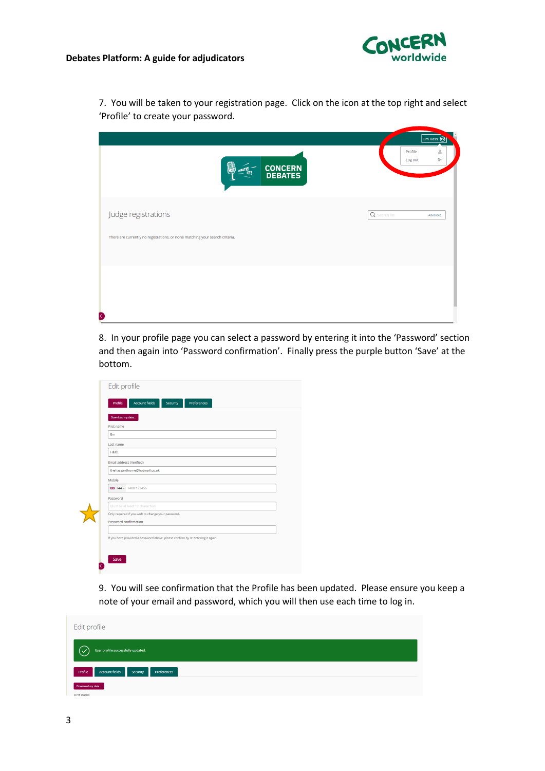7. You will be taken to your registration page. Click on the icon at the top right and select 'Profile' to create your password.

8. In your profile page you can select a password by entering it into the 'Password' section and then again into 'Password confirmation'. Finally press the purple button 'Save' at the bottom.

9. You will see confirmation that the Profile has been updated. Please ensure you keep a note of your email and password, which you will then use each time to log in.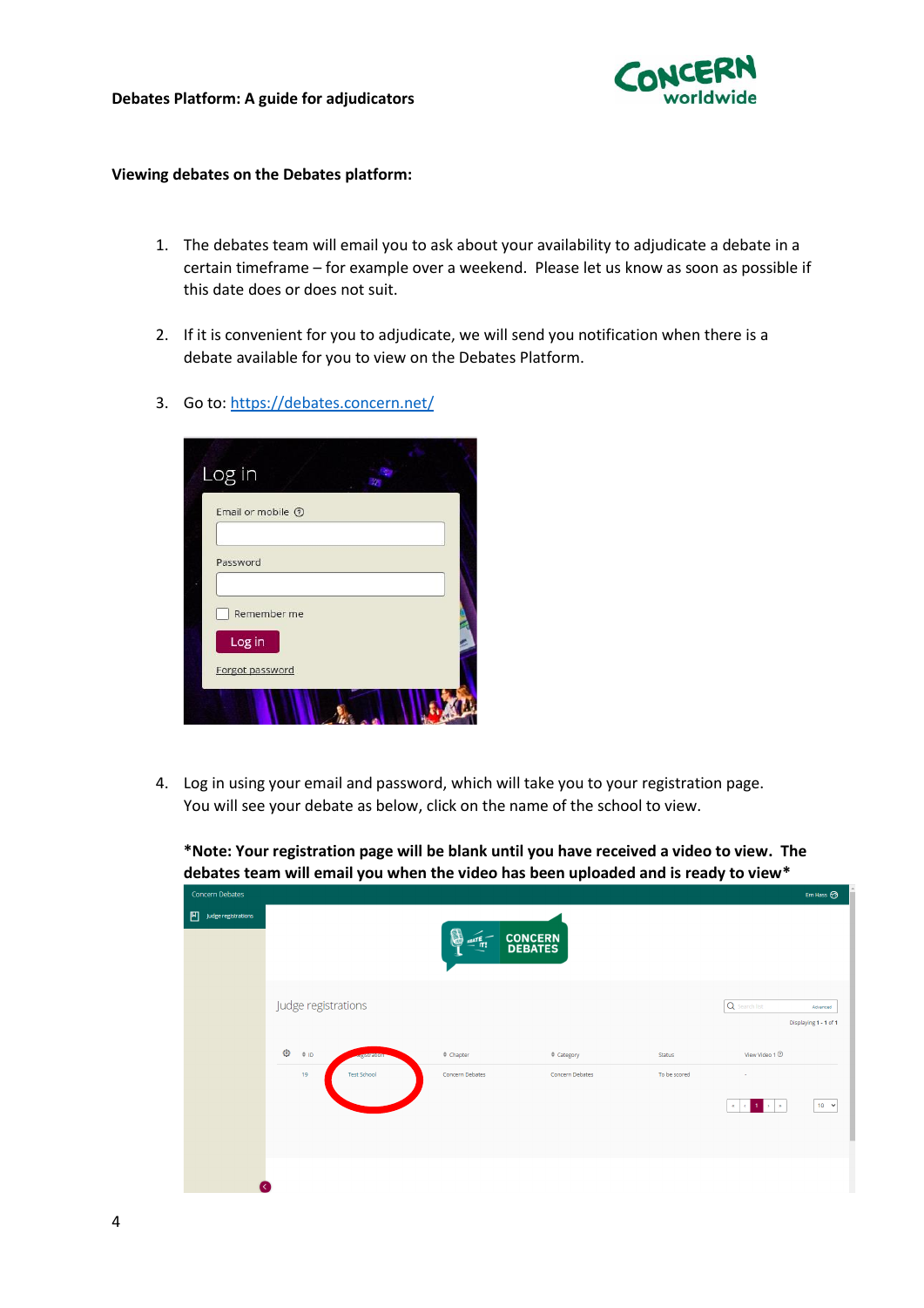**Viewing debates on the Debates platform:**

1. The debates team will email you to ask about your availability to adjudicate a debate in a certain timeframe – for example over a weekend. Please let us know as soon as possible if this date does or does not suit.

2. If it is convenient for you to adjudicate, we will send you notification when there is a debate available for you to view on the Debates Platform.

3. Go to: [https://debates.concern.net/](https://debates.concern.net/)

4. Log in using your email and password, which will take you to your registration page. You will see your debate as below, click on the name of the school to view.

   ***Note: Your registration page will be blank until you have received a video to view. The debates team will email you when the video has been uploaded and is ready to view***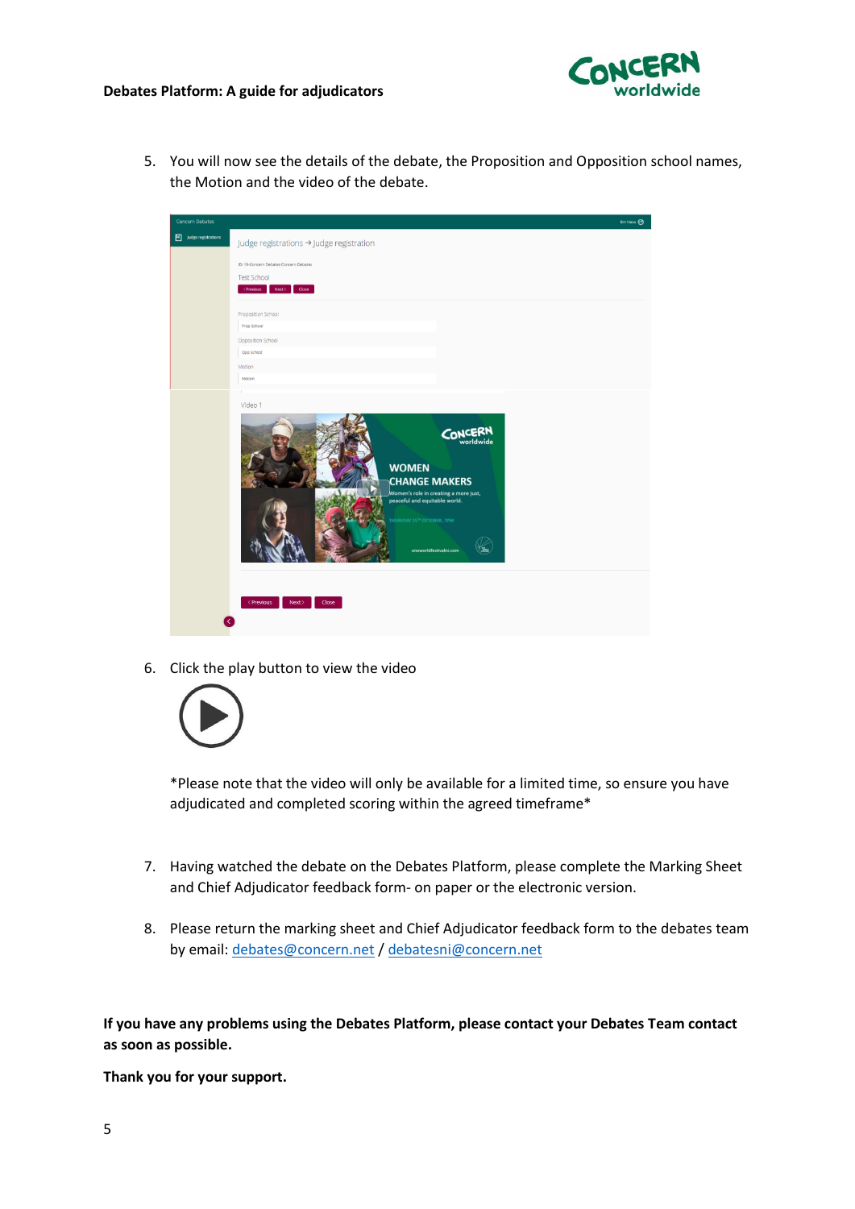5. You will now see the details of the debate, the Proposition and Opposition school names, the Motion and the video of the debate.

6. Click the play button to view the video

   *Please note that the video will only be available for a limited time, so ensure you have adjudicated and completed scoring within the agreed timeframe*

7. Having watched the debate on the Debates Platform, please complete the Marking Sheet and Chief Adjudicator feedback form- on paper or the electronic version.

8. Please return the marking sheet and Chief Adjudicator feedback form to the debates team by email: debates@concern.net / debatesni@concern.net

**If you have any problems using the Debates Platform, please contact your Debates Team contact as soon as possible.**

**Thank you for your support.**